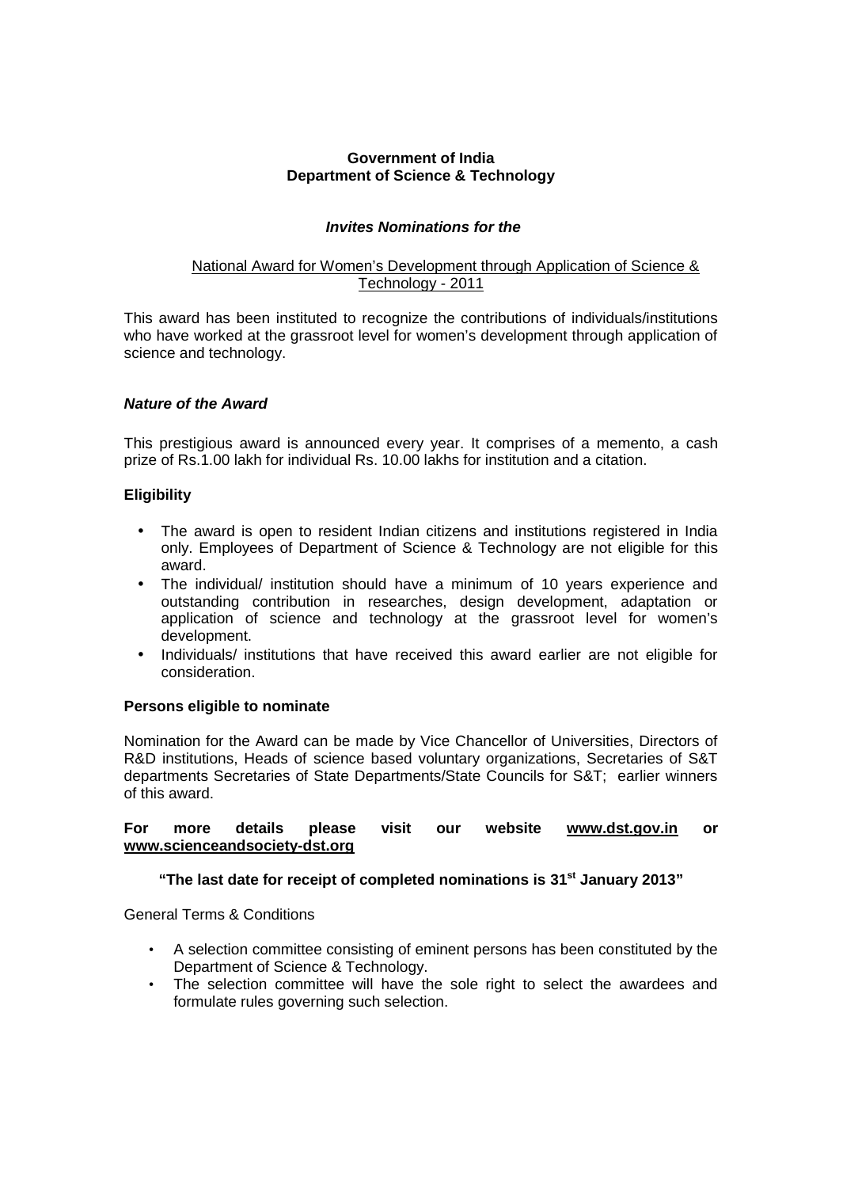**Government of India**
**Department of Science & Technology**

***Invites Nominations for the***

National Award for Women's Development through Application of Science & Technology - 2011

This award has been instituted to recognize the contributions of individuals/institutions who have worked at the grassroot level for women's development through application of science and technology.

### *Nature of the Award*

This prestigious award is announced every year. It comprises of a memento, a cash prize of Rs.1.00 lakh for individual Rs. 10.00 lakhs for institution and a citation.

### Eligibility

- The award is open to resident Indian citizens and institutions registered in India only. Employees of Department of Science & Technology are not eligible for this award.
- The individual/ institution should have a minimum of 10 years experience and outstanding contribution in researches, design development, adaptation or application of science and technology at the grassroot level for women's development.
- Individuals/ institutions that have received this award earlier are not eligible for consideration.

### Persons eligible to nominate

Nomination for the Award can be made by Vice Chancellor of Universities, Directors of R&D institutions, Heads of science based voluntary organizations, Secretaries of S&T departments Secretaries of State Departments/State Councils for S&T; earlier winners of this award.

**For more details please visit our website www.dst.gov.in or www.scienceandsociety-dst.org**

**"The last date for receipt of completed nominations is 31st January 2013"**

General Terms & Conditions

- A selection committee consisting of eminent persons has been constituted by the Department of Science & Technology.
- The selection committee will have the sole right to select the awardees and formulate rules governing such selection.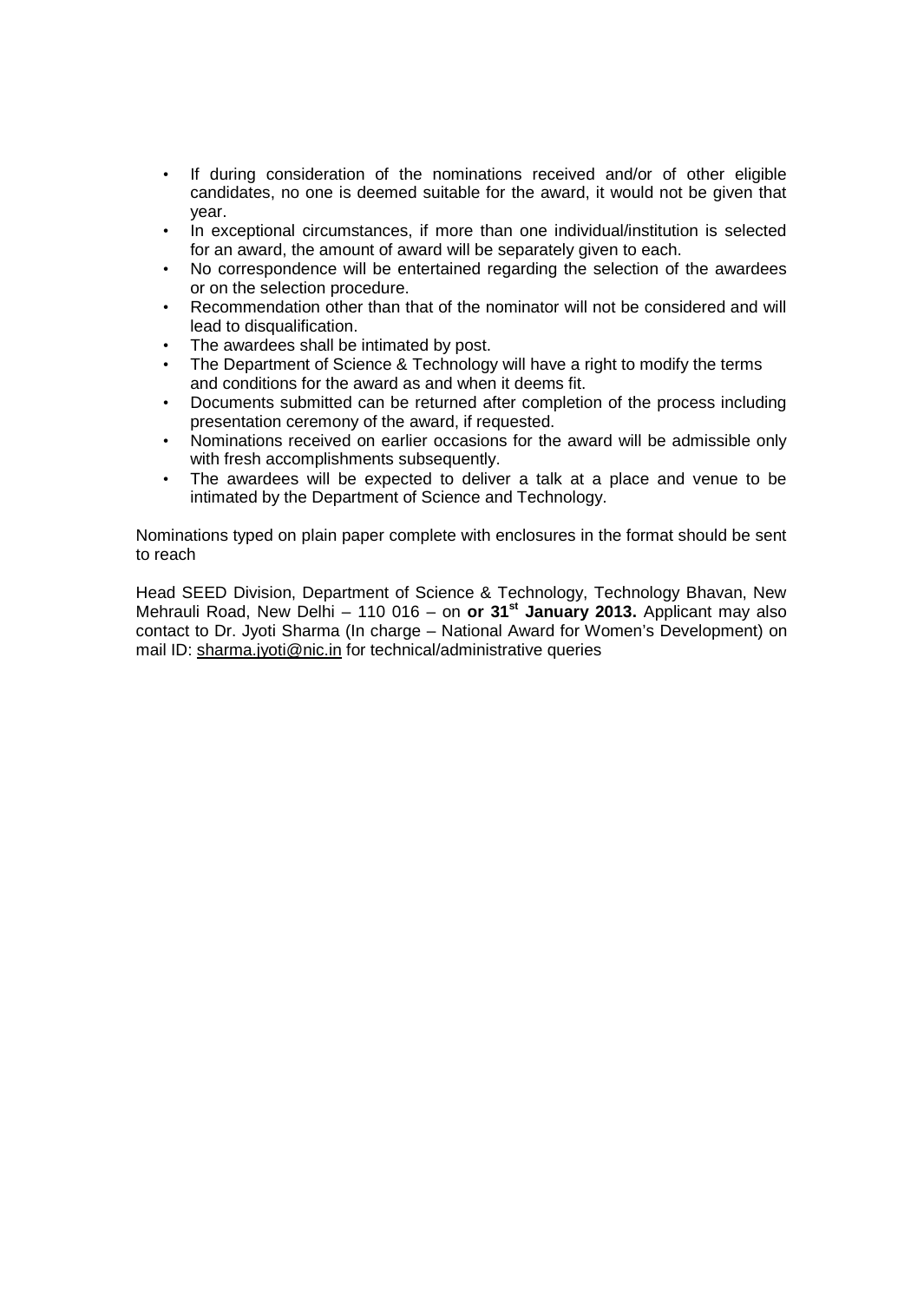- If during consideration of the nominations received and/or of other eligible candidates, no one is deemed suitable for the award, it would not be given that year.
- In exceptional circumstances, if more than one individual/institution is selected for an award, the amount of award will be separately given to each.
- No correspondence will be entertained regarding the selection of the awardees or on the selection procedure.
- Recommendation other than that of the nominator will not be considered and will lead to disqualification.
- The awardees shall be intimated by post.
- The Department of Science & Technology will have a right to modify the terms and conditions for the award as and when it deems fit.
- Documents submitted can be returned after completion of the process including presentation ceremony of the award, if requested.
- Nominations received on earlier occasions for the award will be admissible only with fresh accomplishments subsequently.
- The awardees will be expected to deliver a talk at a place and venue to be intimated by the Department of Science and Technology.

Nominations typed on plain paper complete with enclosures in the format should be sent to reach

Head SEED Division, Department of Science & Technology, Technology Bhavan, New Mehrauli Road, New Delhi – 110 016 – on **or 31st January 2013.** Applicant may also contact to Dr. Jyoti Sharma (In charge – National Award for Women's Development) on mail ID: sharma.jyoti@nic.in for technical/administrative queries